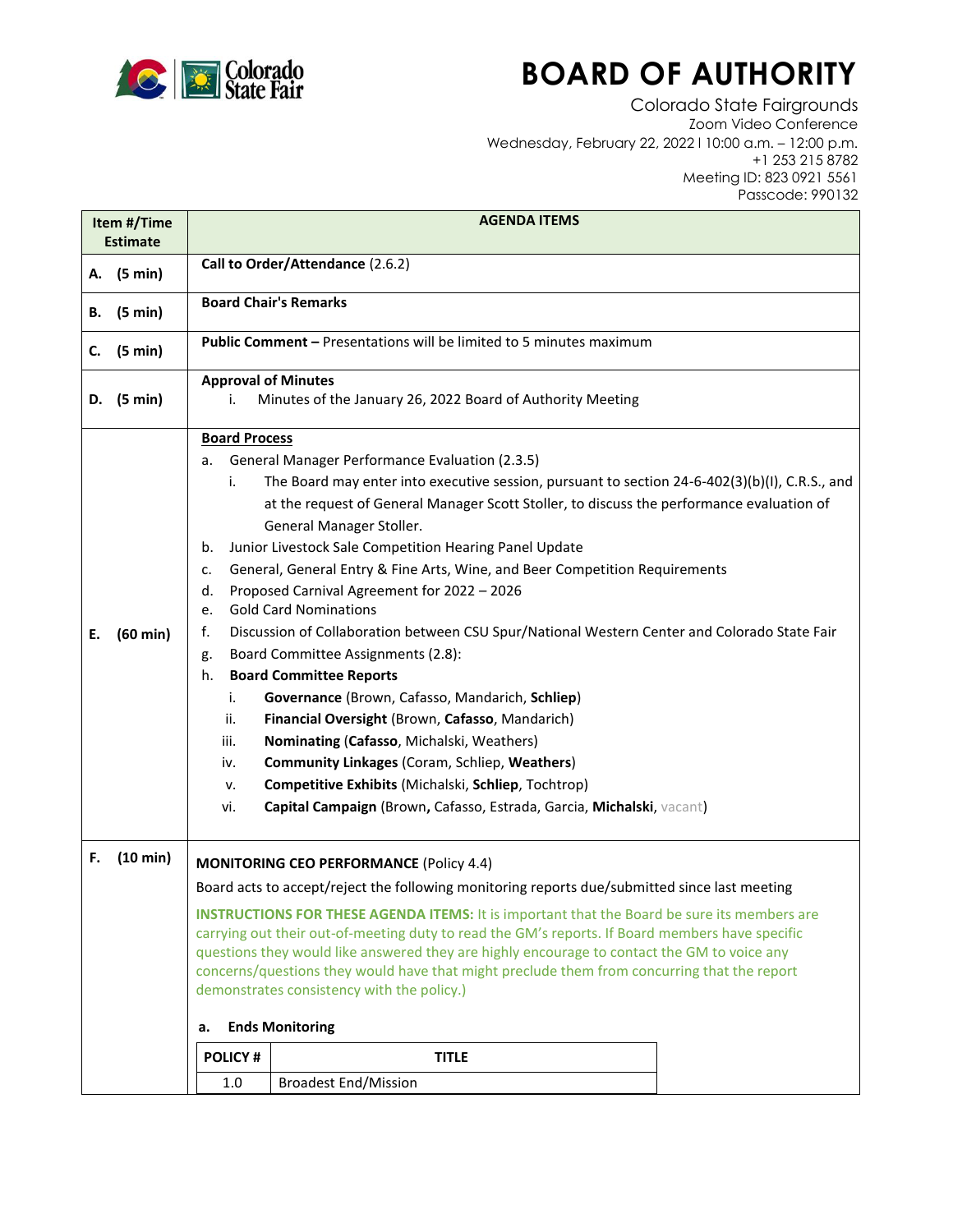# BOARD OF AUTHORITY

Colorado State Fairgrounds
Zoom Video Conference
Wednesday, February 22, 2022 l 10:00 a.m. – 12:00 p.m.
+1 253 215 8782
Meeting ID: 823 0921 5561
Passcode: 990132

| Item #/Time Estimate | AGENDA ITEMS |
|---|---|
| **A. (5 min)** | **Call to Order/Attendance** (2.6.2) |
| **B. (5 min)** | **Board Chair's Remarks** |
| **C. (5 min)** | **Public Comment –** Presentations will be limited to 5 minutes maximum |
| **D. (5 min)** | **Approval of Minutes**<br>i. Minutes of the January 26, 2022 Board of Authority Meeting |
| **E. (60 min)** | **Board Process**<br>a. General Manager Performance Evaluation (2.3.5)<br>i. The Board may enter into executive session, pursuant to section 24-6-402(3)(b)(I), C.R.S., and at the request of General Manager Scott Stoller, to discuss the performance evaluation of General Manager Stoller.<br>b. Junior Livestock Sale Competition Hearing Panel Update<br>c. General, General Entry & Fine Arts, Wine, and Beer Competition Requirements<br>d. Proposed Carnival Agreement for 2022 – 2026<br>e. Gold Card Nominations<br>f. Discussion of Collaboration between CSU Spur/National Western Center and Colorado State Fair<br>g. Board Committee Assignments (2.8):<br>h. **Board Committee Reports**<br>i. **Governance** (Brown, Cafasso, Mandarich, **Schliep**)<br>ii. **Financial Oversight** (Brown, **Cafasso**, Mandarich)<br>iii. **Nominating** (**Cafasso**, Michalski, Weathers)<br>iv. **Community Linkages** (Coram, Schliep, **Weathers**)<br>v. **Competitive Exhibits** (Michalski, **Schliep**, Tochtrop)<br>vi. **Capital Campaign** (Brown, Cafasso, Estrada, Garcia, **Michalski**, vacant) |
| **F. (10 min)** | **MONITORING CEO PERFORMANCE** (Policy 4.4)<br>Board acts to accept/reject the following monitoring reports due/submitted since last meeting<br>**INSTRUCTIONS FOR THESE AGENDA ITEMS:** It is important that the Board be sure its members are carrying out their out-of-meeting duty to read the GM's reports. If Board members have specific questions they would like answered they are highly encourage to contact the GM to voice any concerns/questions they would have that might preclude them from concurring that the report demonstrates consistency with the policy.)<br>**a. Ends Monitoring** |

| POLICY # | TITLE |
|---|---|
| 1.0 | Broadest End/Mission |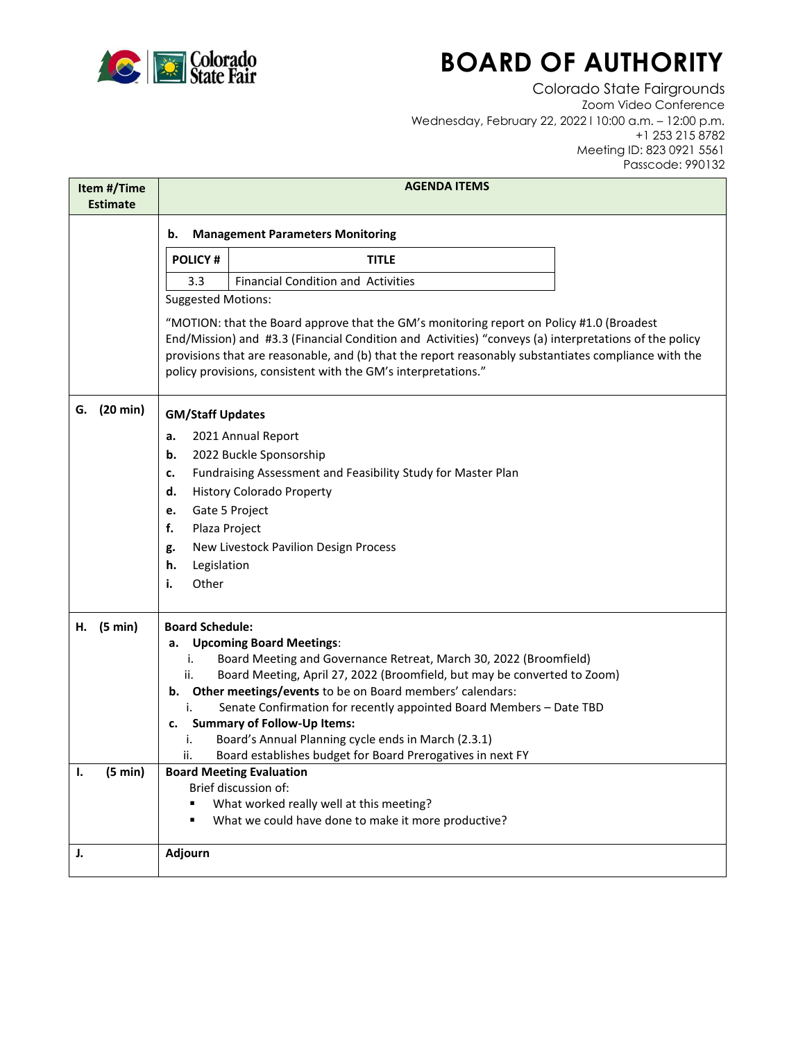# BOARD OF AUTHORITY

Colorado State Fairgrounds
Zoom Video Conference
Wednesday, February 22, 2022 l 10:00 a.m. – 12:00 p.m.
+1 253 215 8782
Meeting ID: 823 0921 5561
Passcode: 990132

| Item #/Time Estimate | AGENDA ITEMS |
|---|---|
| | **b. Management Parameters Monitoring**<br><br>**POLICY #** / **TITLE**<br>3.3 – Financial Condition and Activities<br><br>Suggested Motions:<br><br>"MOTION: that the Board approve that the GM's monitoring report on Policy #1.0 (Broadest End/Mission) and #3.3 (Financial Condition and Activities) "conveys (a) interpretations of the policy provisions that are reasonable, and (b) that the report reasonably substantiates compliance with the policy provisions, consistent with the GM's interpretations." |
| **G. (20 min)** | **GM/Staff Updates**<br>**a.** 2021 Annual Report<br>**b.** 2022 Buckle Sponsorship<br>**c.** Fundraising Assessment and Feasibility Study for Master Plan<br>**d.** History Colorado Property<br>**e.** Gate 5 Project<br>**f.** Plaza Project<br>**g.** New Livestock Pavilion Design Process<br>**h.** Legislation<br>**i.** Other |
| **H. (5 min)** | **Board Schedule:**<br>**a. Upcoming Board Meetings**:<br>i. Board Meeting and Governance Retreat, March 30, 2022 (Broomfield)<br>ii. Board Meeting, April 27, 2022 (Broomfield, but may be converted to Zoom)<br>**b. Other meetings/events** to be on Board members' calendars:<br>i. Senate Confirmation for recently appointed Board Members – Date TBD<br>**c. Summary of Follow-Up Items:**<br>i. Board's Annual Planning cycle ends in March (2.3.1)<br>ii. Board establishes budget for Board Prerogatives in next FY |
| **I. (5 min)** | **Board Meeting Evaluation**<br>Brief discussion of:<br>▪ What worked really well at this meeting?<br>▪ What we could have done to make it more productive? |
| **J.** | **Adjourn** |